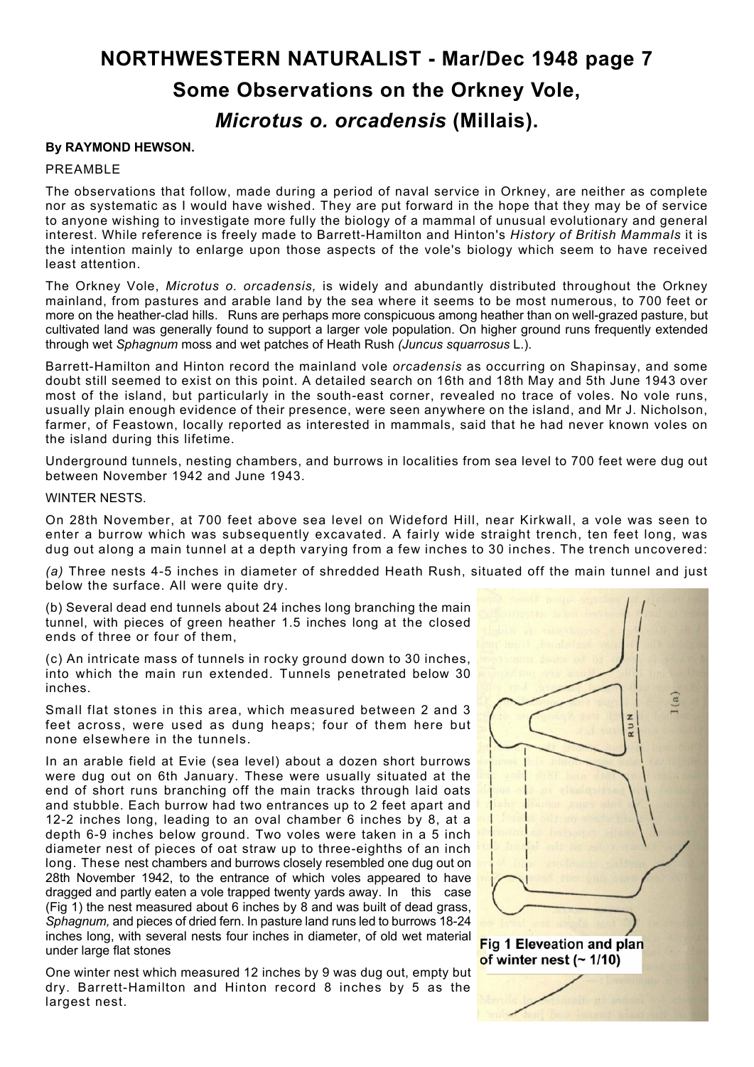# NORTHWESTERN NATURALIST - Mar/Dec 1948 page 7

## Some Observations on the Orkney Vole, *Microtus o. orcadensis* (Millais).

**By RAYMOND HEWSON.**

PREAMBLE

The observations that follow, made during a period of naval service in Orkney, are neither as complete nor as systematic as I would have wished. They are put forward in the hope that they may be of service to anyone wishing to investigate more fully the biology of a mammal of unusual evolutionary and general interest. While reference is freely made to Barrett-Hamilton and Hinton's *History of British Mammals* it is the intention mainly to enlarge upon those aspects of the vole's biology which seem to have received least attention.

The Orkney Vole, *Microtus o. orcadensis,* is widely and abundantly distributed throughout the Orkney mainland, from pastures and arable land by the sea where it seems to be most numerous, to 700 feet or more on the heather-clad hills. Runs are perhaps more conspicuous among heather than on well-grazed pasture, but cultivated land was generally found to support a larger vole population. On higher ground runs frequently extended through wet *Sphagnum* moss and wet patches of Heath Rush *(Juncus squarrosus* L.).

Barrett-Hamilton and Hinton record the mainland vole *orcadensis* as occurring on Shapinsay, and some doubt still seemed to exist on this point. A detailed search on 16th and 18th May and 5th June 1943 over most of the island, but particularly in the south-east corner, revealed no trace of voles. No vole runs, usually plain enough evidence of their presence, were seen anywhere on the island, and Mr J. Nicholson, farmer, of Feastown, locally reported as interested in mammals, said that he had never known voles on the island during this lifetime.

Underground tunnels, nesting chambers, and burrows in localities from sea level to 700 feet were dug out between November 1942 and June 1943.

WINTER NESTS.

On 28th November, at 700 feet above sea level on Wideford Hill, near Kirkwall, a vole was seen to enter a burrow which was subsequently excavated. A fairly wide straight trench, ten feet long, was dug out along a main tunnel at a depth varying from a few inches to 30 inches. The trench uncovered:

*(a)* Three nests 4-5 inches in diameter of shredded Heath Rush, situated off the main tunnel and just below the surface. All were quite dry.

(b) Several dead end tunnels about 24 inches long branching the main tunnel, with pieces of green heather 1.5 inches long at the closed ends of three or four of them,

(c) An intricate mass of tunnels in rocky ground down to 30 inches, into which the main run extended. Tunnels penetrated below 30 inches.

Small flat stones in this area, which measured between 2 and 3 feet across, were used as dung heaps; four of them here but none elsewhere in the tunnels.

In an arable field at Evie (sea level) about a dozen short burrows were dug out on 6th January. These were usually situated at the end of short runs branching off the main tracks through laid oats and stubble. Each burrow had two entrances up to 2 feet apart and 12-2 inches long, leading to an oval chamber 6 inches by 8, at a depth 6-9 inches below ground. Two voles were taken in a 5 inch diameter nest of pieces of oat straw up to three-eighths of an inch long. These nest chambers and burrows closely resembled one dug out on 28th November 1942, to the entrance of which voles appeared to have dragged and partly eaten a vole trapped twenty yards away. In this case (Fig 1) the nest measured about 6 inches by 8 and was built of dead grass, *Sphagnum,* and pieces of dried fern. In pasture land runs led to burrows 18-24 inches long, with several nests four inches in diameter, of old wet material under large flat stones

**Fig 1 Eleveation and plan of winter nest (~ 1/10)**

One winter nest which measured 12 inches by 9 was dug out, empty but dry. Barrett-Hamilton and Hinton record 8 inches by 5 as the largest nest.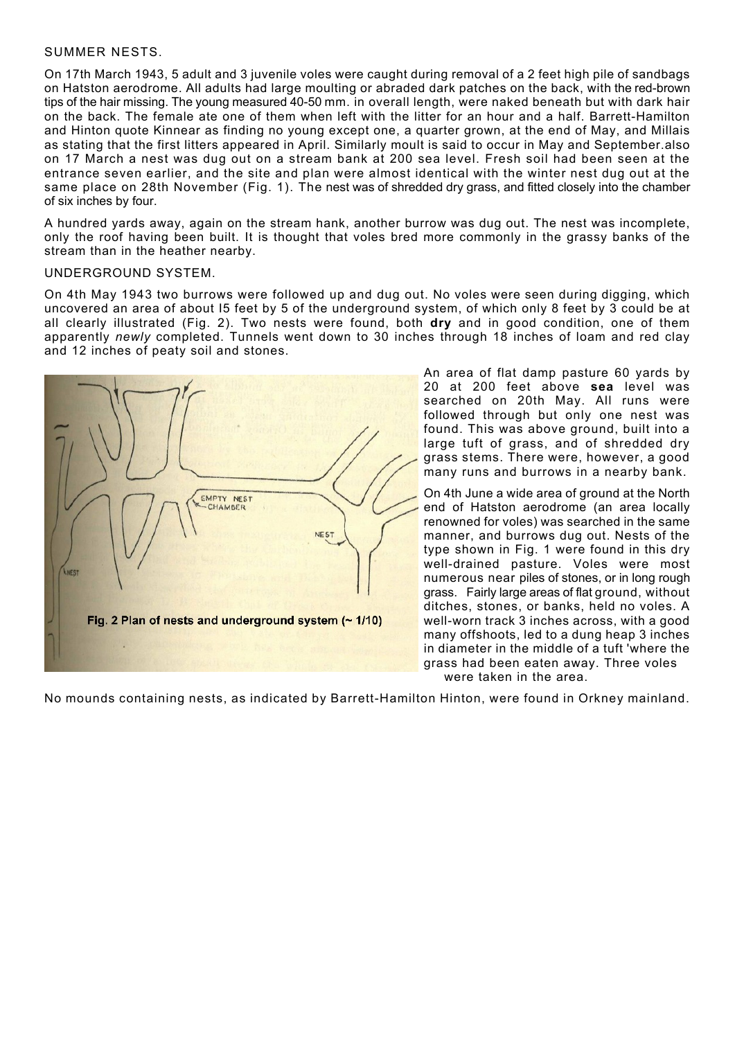SUMMER NESTS.

On 17th March 1943, 5 adult and 3 juvenile voles were caught during removal of a 2 feet high pile of sandbags on Hatston aerodrome. All adults had large moulting or abraded dark patches on the back, with the red-brown tips of the hair missing. The young measured 40-50 mm. in overall length, were naked beneath but with dark hair on the back. The female ate one of them when left with the litter for an hour and a half. Barrett-Hamilton and Hinton quote Kinnear as finding no young except one, a quarter grown, at the end of May, and Millais as stating that the first litters appeared in April. Similarly moult is said to occur in May and September.also on 17 March a nest was dug out on a stream bank at 200 sea level. Fresh soil had been seen at the entrance seven earlier, and the site and plan were almost identical with the winter nest dug out at the same place on 28th November (Fig. 1). The nest was of shredded dry grass, and fitted closely into the chamber of six inches by four.

A hundred yards away, again on the stream hank, another burrow was dug out. The nest was incomplete, only the roof having been built. It is thought that voles bred more commonly in the grassy banks of the stream than in the heather nearby.

UNDERGROUND SYSTEM.

On 4th May 1943 two burrows were followed up and dug out. No voles were seen during digging, which uncovered an area of about I5 feet by 5 of the underground system, of which only 8 feet by 3 could be at all clearly illustrated (Fig. 2). Two nests were found, both **dry** and in good condition, one of them apparently *newly* completed. Tunnels went down to 30 inches through 18 inches of loam and red clay and 12 inches of peaty soil and stones.

EMPTY NEST CHAMBER

NEST

NEST

Fig. 2 Plan of nests and underground system (~ 1/10)

An area of flat damp pasture 60 yards by 20 at 200 feet above **sea** level was searched on 20th May. All runs were followed through but only one nest was found. This was above ground, built into a large tuft of grass, and of shredded dry grass stems. There were, however, a good many runs and burrows in a nearby bank.

On 4th June a wide area of ground at the North end of Hatston aerodrome (an area locally renowned for voles) was searched in the same manner, and burrows dug out. Nests of the type shown in Fig. 1 were found in this dry well-drained pasture. Voles were most numerous near piles of stones, or in long rough grass. Fairly large areas of flat ground, without ditches, stones, or banks, held no voles. A well-worn track 3 inches across, with a good many offshoots, led to a dung heap 3 inches in diameter in the middle of a tuft 'where the grass had been eaten away. Three voles were taken in the area.

No mounds containing nests, as indicated by Barrett-Hamilton Hinton, were found in Orkney mainland.